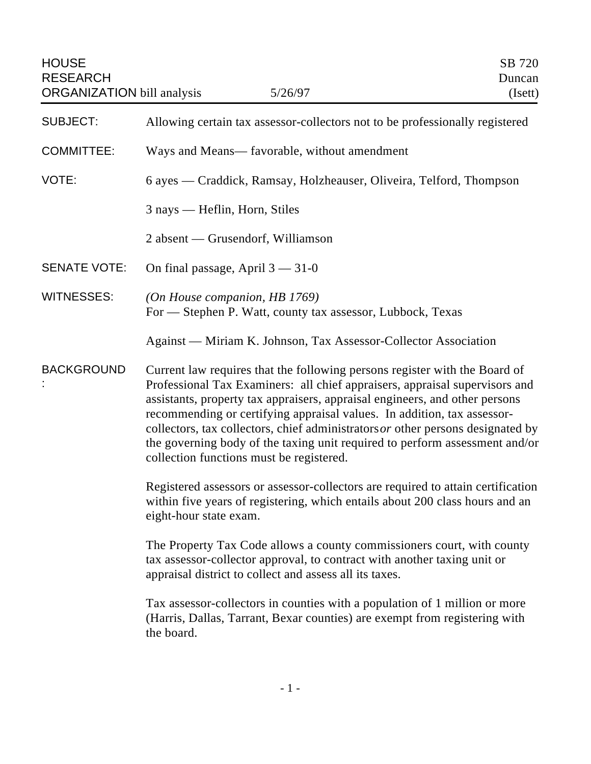HOUSE RESEARCH ORGANIZATION bill analysis — 5/26/97 — SB 720 Duncan (Isett)

**SUBJECT:** Allowing certain tax assessor-collectors not to be professionally registered

**COMMITTEE:** Ways and Means— favorable, without amendment

**VOTE:** 6 ayes — Craddick, Ramsay, Holzheauser, Oliveira, Telford, Thompson

3 nays — Heflin, Horn, Stiles

2 absent — Grusendorf, Williamson

**SENATE VOTE:** On final passage, April 3 — 31-0

**WITNESSES:** *(On House companion, HB 1769)*
For — Stephen P. Watt, county tax assessor, Lubbock, Texas

Against — Miriam K. Johnson, Tax Assessor-Collector Association

**BACKGROUND:**

Current law requires that the following persons register with the Board of Professional Tax Examiners: all chief appraisers, appraisal supervisors and assistants, property tax appraisers, appraisal engineers, and other persons recommending or certifying appraisal values. In addition, tax assessor-collectors, tax collectors, chief administrators *or* other persons designated by the governing body of the taxing unit required to perform assessment and/or collection functions must be registered.

Registered assessors or assessor-collectors are required to attain certification within five years of registering, which entails about 200 class hours and an eight-hour state exam.

The Property Tax Code allows a county commissioners court, with county tax assessor-collector approval, to contract with another taxing unit or appraisal district to collect and assess all its taxes.

Tax assessor-collectors in counties with a population of 1 million or more (Harris, Dallas, Tarrant, Bexar counties) are exempt from registering with the board.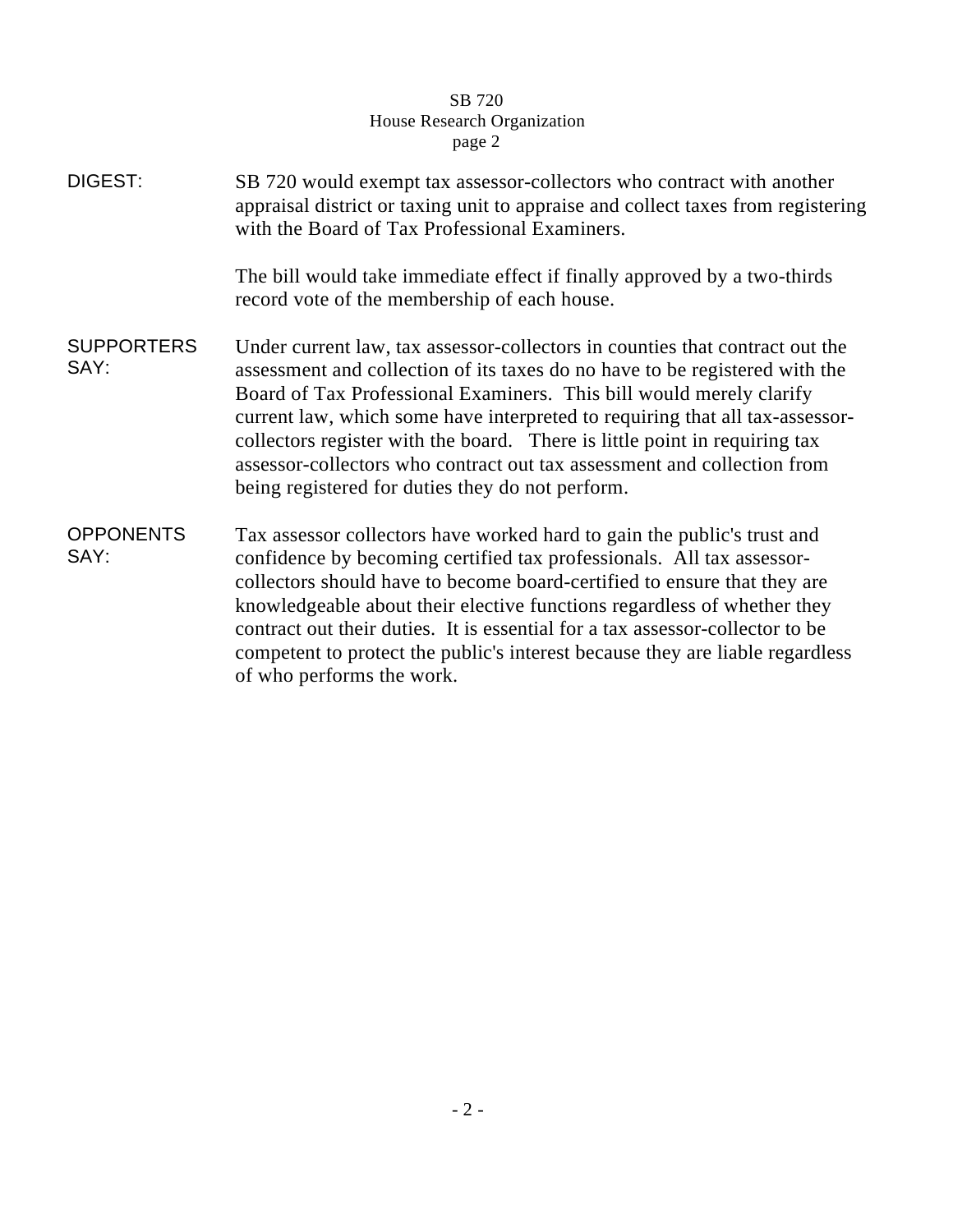**DIGEST:**

SB 720 would exempt tax assessor-collectors who contract with another appraisal district or taxing unit to appraise and collect taxes from registering with the Board of Tax Professional Examiners.

The bill would take immediate effect if finally approved by a two-thirds record vote of the membership of each house.

**SUPPORTERS SAY:**

Under current law, tax assessor-collectors in counties that contract out the assessment and collection of its taxes do no have to be registered with the Board of Tax Professional Examiners. This bill would merely clarify current law, which some have interpreted to requiring that all tax-assessor-collectors register with the board. There is little point in requiring tax assessor-collectors who contract out tax assessment and collection from being registered for duties they do not perform.

**OPPONENTS SAY:**

Tax assessor collectors have worked hard to gain the public's trust and confidence by becoming certified tax professionals. All tax assessor-collectors should have to become board-certified to ensure that they are knowledgeable about their elective functions regardless of whether they contract out their duties. It is essential for a tax assessor-collector to be competent to protect the public's interest because they are liable regardless of who performs the work.